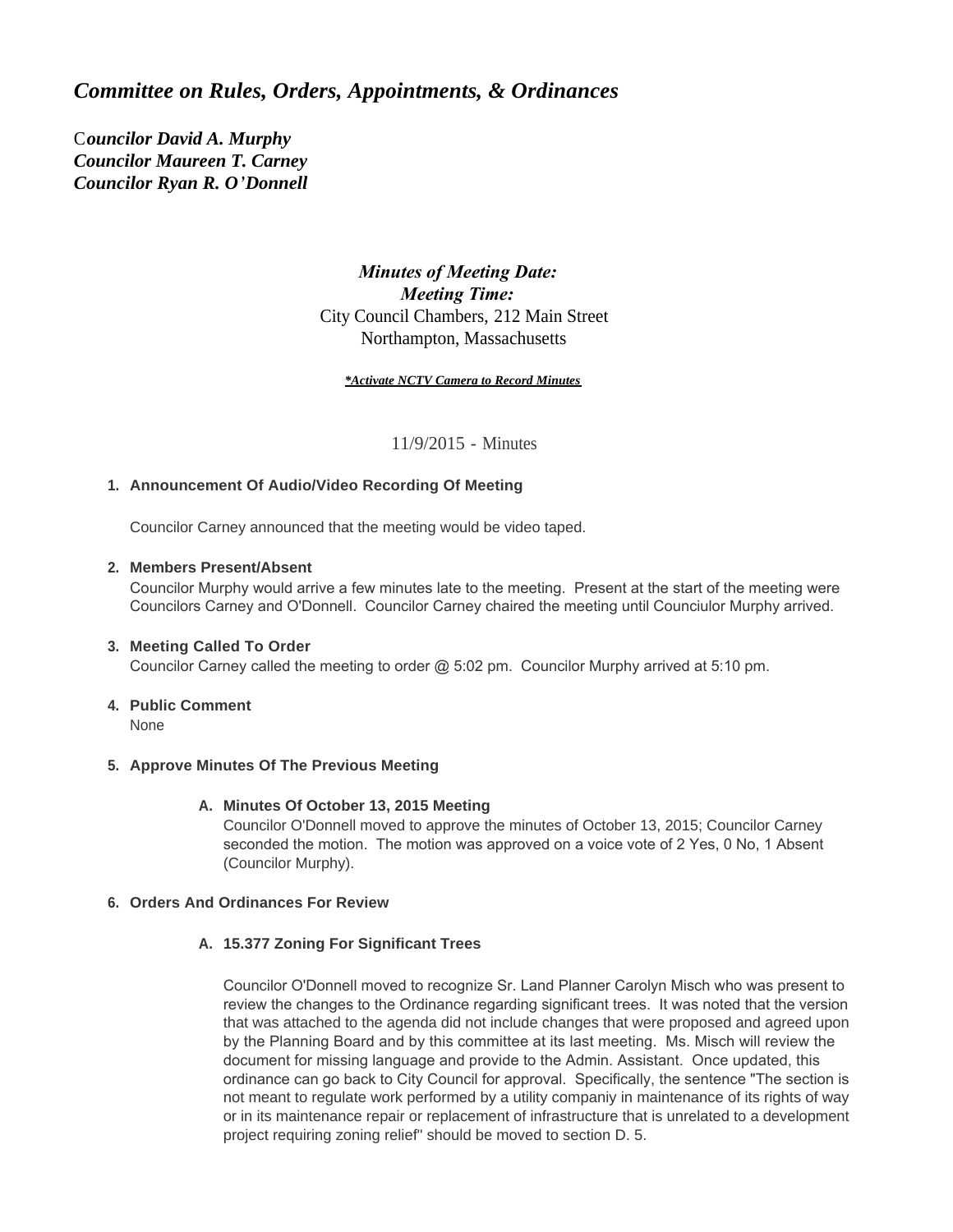# *Committee on Rules, Orders, Appointments, & Ordinances*

***Councilor David A. Murphy***
***Councilor Maureen T. Carney***
***Councilor Ryan R. O'Donnell***

***Minutes of Meeting Date:***
***Meeting Time:***
City Council Chambers, 212 Main Street
Northampton, Massachusetts

***Activate NCTV Camera to Record Minutes***

11/9/2015 - Minutes

1. **Announcement Of Audio/Video Recording Of Meeting**

   Councilor Carney announced that the meeting would be video taped.

2. **Members Present/Absent**

   Councilor Murphy would arrive a few minutes late to the meeting. Present at the start of the meeting were Councilors Carney and O'Donnell. Councilor Carney chaired the meeting until Counciulor Murphy arrived.

3. **Meeting Called To Order**

   Councilor Carney called the meeting to order @ 5:02 pm. Councilor Murphy arrived at 5:10 pm.

4. **Public Comment**

   None

5. **Approve Minutes Of The Previous Meeting**

   A. **Minutes Of October 13, 2015 Meeting**

      Councilor O'Donnell moved to approve the minutes of October 13, 2015; Councilor Carney seconded the motion. The motion was approved on a voice vote of 2 Yes, 0 No, 1 Absent (Councilor Murphy).

6. **Orders And Ordinances For Review**

   A. **15.377 Zoning For Significant Trees**

      Councilor O'Donnell moved to recognize Sr. Land Planner Carolyn Misch who was present to review the changes to the Ordinance regarding significant trees. It was noted that the version that was attached to the agenda did not include changes that were proposed and agreed upon by the Planning Board and by this committee at its last meeting. Ms. Misch will review the document for missing language and provide to the Admin. Assistant. Once updated, this ordinance can go back to City Council for approval. Specifically, the sentence "The section is not meant to regulate work performed by a utility companiy in maintenance of its rights of way or in its maintenance repair or replacement of infrastructure that is unrelated to a development project requiring zoning relief" should be moved to section D. 5.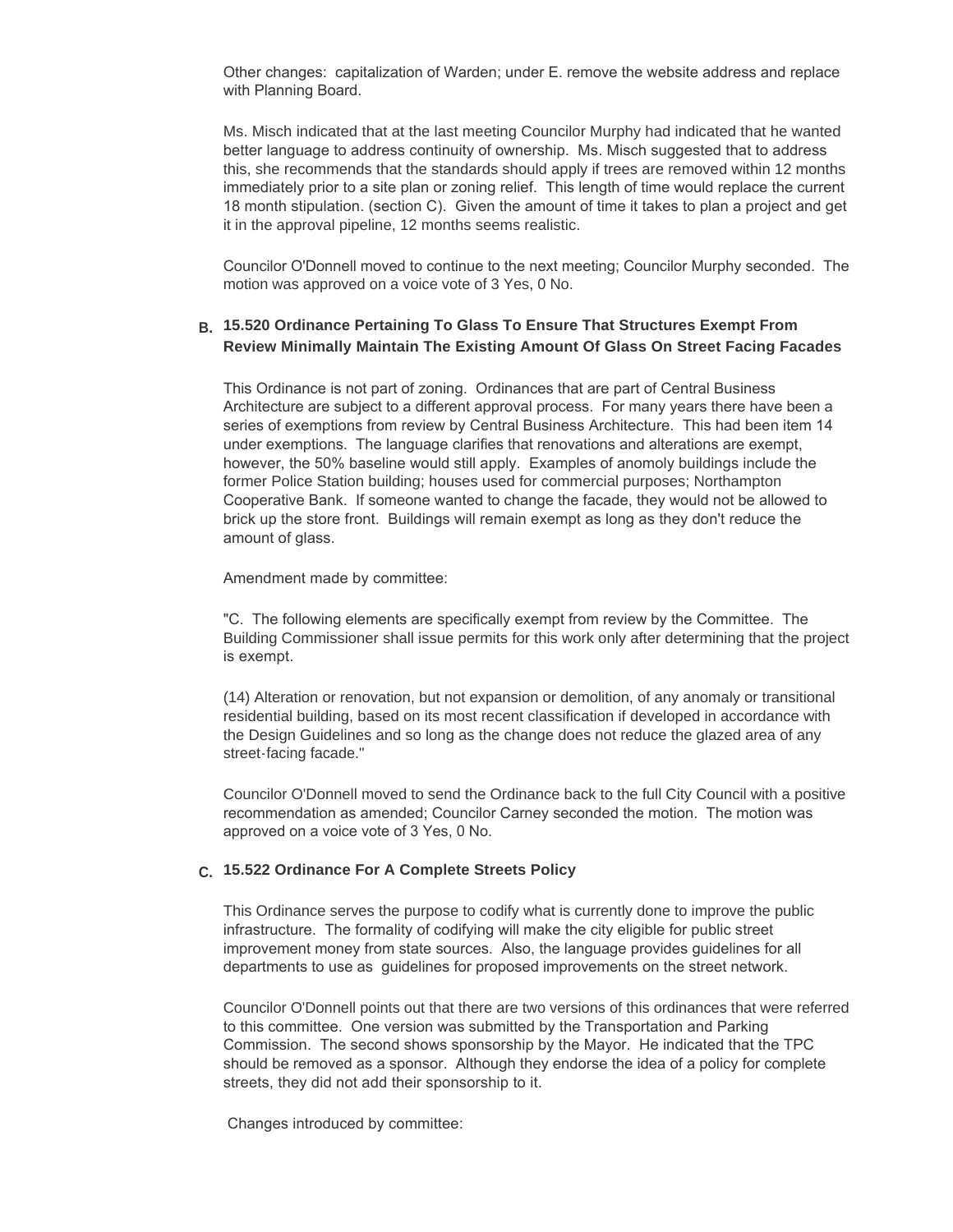Other changes: capitalization of Warden; under E. remove the website address and replace with Planning Board.

Ms. Misch indicated that at the last meeting Councilor Murphy had indicated that he wanted better language to address continuity of ownership. Ms. Misch suggested that to address this, she recommends that the standards should apply if trees are removed within 12 months immediately prior to a site plan or zoning relief. This length of time would replace the current 18 month stipulation. (section C). Given the amount of time it takes to plan a project and get it in the approval pipeline, 12 months seems realistic.

Councilor O'Donnell moved to continue to the next meeting; Councilor Murphy seconded. The motion was approved on a voice vote of 3 Yes, 0 No.

### B. 15.520 Ordinance Pertaining To Glass To Ensure That Structures Exempt From Review Minimally Maintain The Existing Amount Of Glass On Street Facing Facades

This Ordinance is not part of zoning. Ordinances that are part of Central Business Architecture are subject to a different approval process. For many years there have been a series of exemptions from review by Central Business Architecture. This had been item 14 under exemptions. The language clarifies that renovations and alterations are exempt, however, the 50% baseline would still apply. Examples of anomoly buildings include the former Police Station building; houses used for commercial purposes; Northampton Cooperative Bank. If someone wanted to change the facade, they would not be allowed to brick up the store front. Buildings will remain exempt as long as they don't reduce the amount of glass.

Amendment made by committee:

"C. The following elements are specifically exempt from review by the Committee. The Building Commissioner shall issue permits for this work only after determining that the project is exempt.

(14) Alteration or renovation, but not expansion or demolition, of any anomaly or transitional residential building, based on its most recent classification if developed in accordance with the Design Guidelines and so long as the change does not reduce the glazed area of any street-facing facade."

Councilor O'Donnell moved to send the Ordinance back to the full City Council with a positive recommendation as amended; Councilor Carney seconded the motion. The motion was approved on a voice vote of 3 Yes, 0 No.

### C. 15.522 Ordinance For A Complete Streets Policy

This Ordinance serves the purpose to codify what is currently done to improve the public infrastructure. The formality of codifying will make the city eligible for public street improvement money from state sources. Also, the language provides guidelines for all departments to use as guidelines for proposed improvements on the street network.

Councilor O'Donnell points out that there are two versions of this ordinances that were referred to this committee. One version was submitted by the Transportation and Parking Commission. The second shows sponsorship by the Mayor. He indicated that the TPC should be removed as a sponsor. Although they endorse the idea of a policy for complete streets, they did not add their sponsorship to it.

Changes introduced by committee: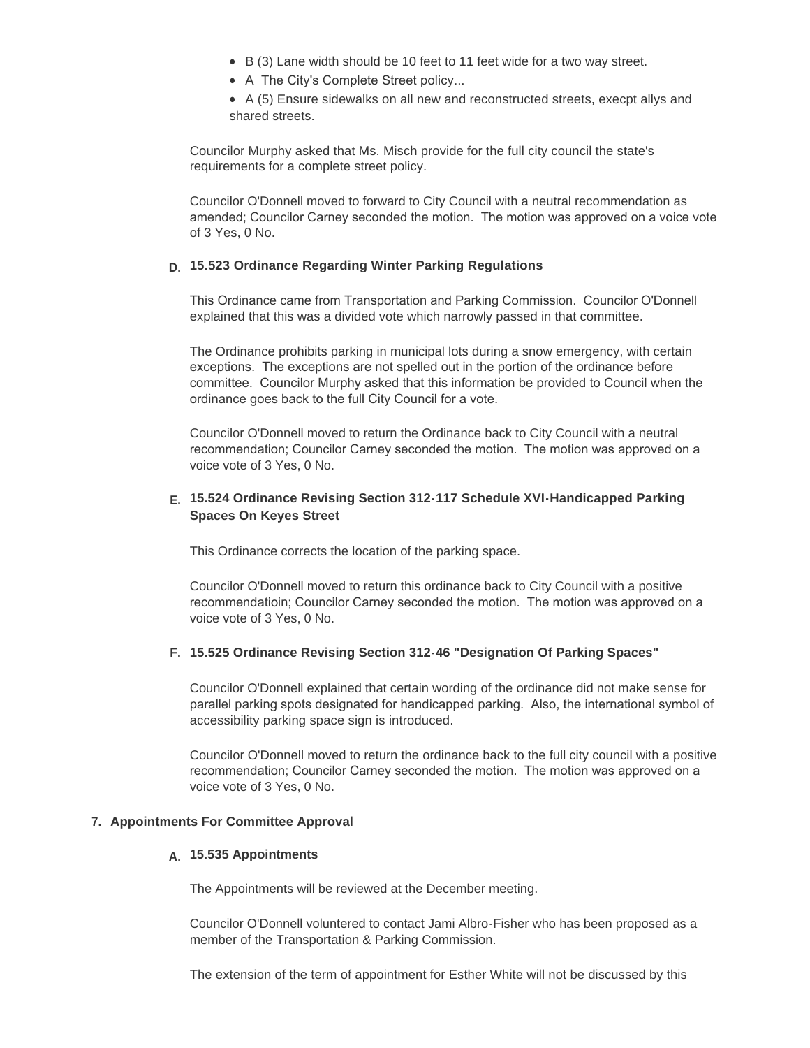- B (3) Lane width should be 10 feet to 11 feet wide for a two way street.
- A The City's Complete Street policy...
- A (5) Ensure sidewalks on all new and reconstructed streets, execpt allys and shared streets.

Councilor Murphy asked that Ms. Misch provide for the full city council the state's requirements for a complete street policy.

Councilor O'Donnell moved to forward to City Council with a neutral recommendation as amended; Councilor Carney seconded the motion. The motion was approved on a voice vote of 3 Yes, 0 No.

### D. 15.523 Ordinance Regarding Winter Parking Regulations

This Ordinance came from Transportation and Parking Commission. Councilor O'Donnell explained that this was a divided vote which narrowly passed in that committee.

The Ordinance prohibits parking in municipal lots during a snow emergency, with certain exceptions. The exceptions are not spelled out in the portion of the ordinance before committee. Councilor Murphy asked that this information be provided to Council when the ordinance goes back to the full City Council for a vote.

Councilor O'Donnell moved to return the Ordinance back to City Council with a neutral recommendation; Councilor Carney seconded the motion. The motion was approved on a voice vote of 3 Yes, 0 No.

### E. 15.524 Ordinance Revising Section 312-117 Schedule XVI-Handicapped Parking Spaces On Keyes Street

This Ordinance corrects the location of the parking space.

Councilor O'Donnell moved to return this ordinance back to City Council with a positive recommendatioin; Councilor Carney seconded the motion. The motion was approved on a voice vote of 3 Yes, 0 No.

### F. 15.525 Ordinance Revising Section 312-46 "Designation Of Parking Spaces"

Councilor O'Donnell explained that certain wording of the ordinance did not make sense for parallel parking spots designated for handicapped parking. Also, the international symbol of accessibility parking space sign is introduced.

Councilor O'Donnell moved to return the ordinance back to the full city council with a positive recommendation; Councilor Carney seconded the motion. The motion was approved on a voice vote of 3 Yes, 0 No.

## 7. Appointments For Committee Approval

### A. 15.535 Appointments

The Appointments will be reviewed at the December meeting.

Councilor O'Donnell volunteered to contact Jami Albro-Fisher who has been proposed as a member of the Transportation & Parking Commission.

The extension of the term of appointment for Esther White will not be discussed by this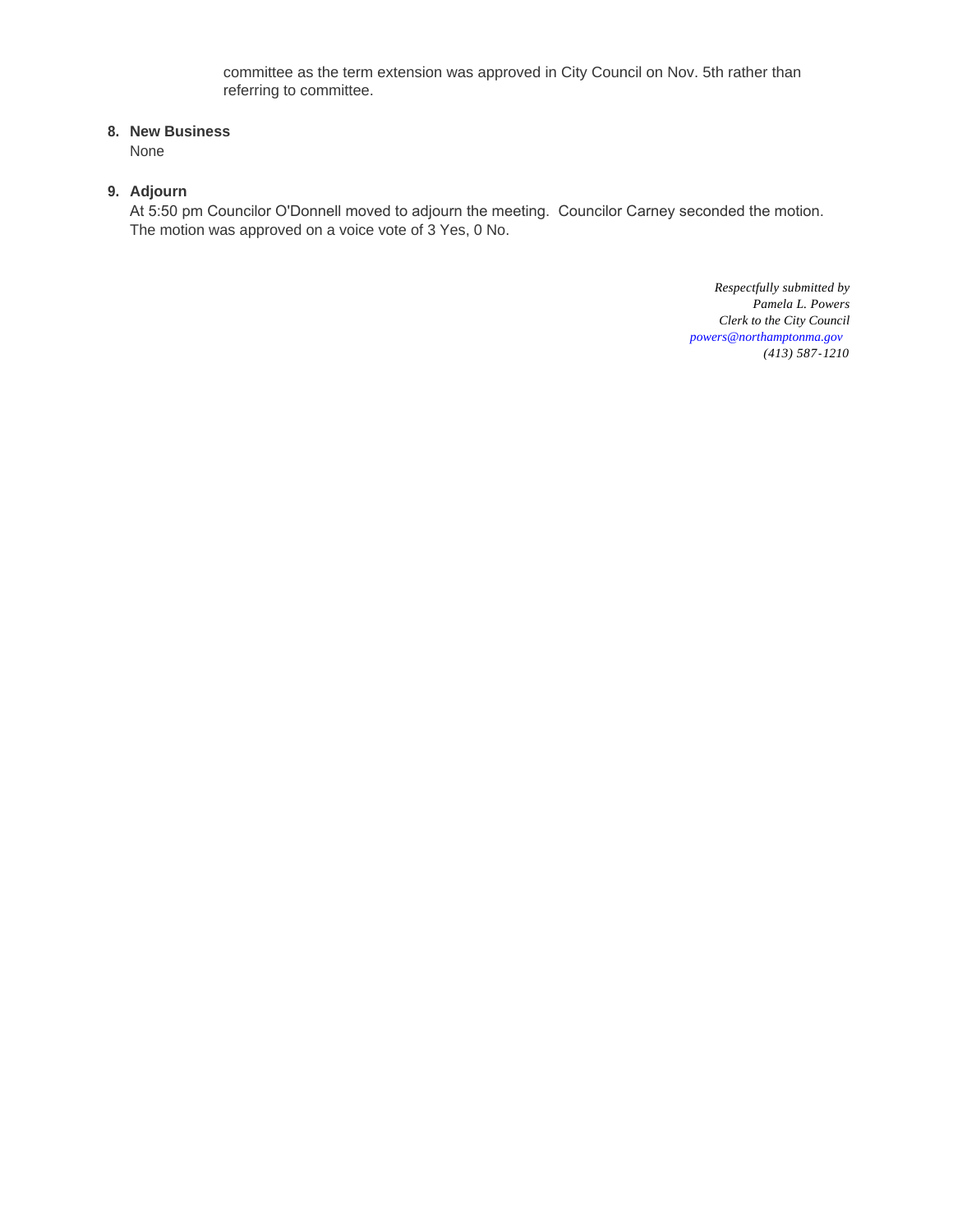committee as the term extension was approved in City Council on Nov. 5th rather than referring to committee.

8. **New Business**

   None

9. **Adjourn**

   At 5:50 pm Councilor O'Donnell moved to adjourn the meeting. Councilor Carney seconded the motion. The motion was approved on a voice vote of 3 Yes, 0 No.

*Respectfully submitted by*
*Pamela L. Powers*
*Clerk to the City Council*
*powers@northamptonma.gov*
*(413) 587-1210*